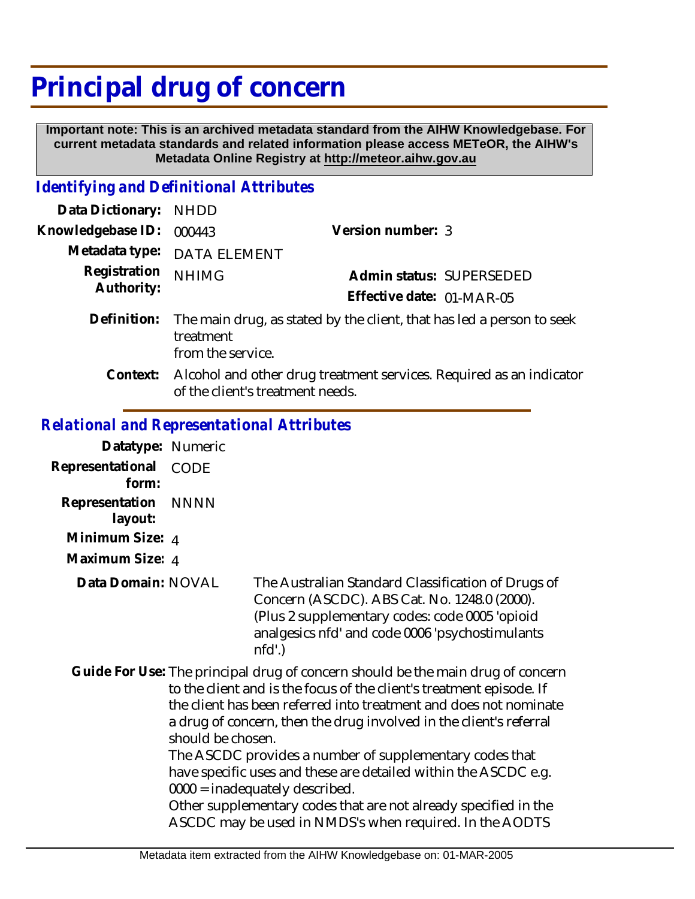# Principal drug of concern

**Important note: This is an archived metadata standard from the AIHW Knowledgebase. For current metadata standards and related information please access METeOR, the AIHW's Metadata Online Registry at http://meteor.aihw.gov.au**

## *Identifying and Definitional Attributes*

**Data Dictionary:** NHDD

**Knowledgebase ID:** 000443 **Version number:** 3

**Metadata type:** DATA ELEMENT

**Registration Authority:** NHIMG **Admin status:** SUPERSEDED

**Effective date:** 01-MAR-05

**Definition:** The main drug, as stated by the client, that has led a person to seek treatment from the service.

**Context:** Alcohol and other drug treatment services. Required as an indicator of the client's treatment needs.

## *Relational and Representational Attributes*

**Datatype:** Numeric

**Representational form:** CODE

**Representation layout:** NNNN

**Minimum Size:** 4

**Maximum Size:** 4

**Data Domain:** NOVAL The Australian Standard Classification of Drugs of Concern (ASCDC). ABS Cat. No. 1248.0 (2000). (Plus 2 supplementary codes: code 0005 'opioid analgesics nfd' and code 0006 'psychostimulants nfd'.)

**Guide For Use:** The principal drug of concern should be the main drug of concern to the client and is the focus of the client's treatment episode. If the client has been referred into treatment and does not nominate a drug of concern, then the drug involved in the client's referral should be chosen.

The ASCDC provides a number of supplementary codes that have specific uses and these are detailed within the ASCDC e.g. 0000 = inadequately described.

Other supplementary codes that are not already specified in the ASCDC may be used in NMDS's when required. In the AODTS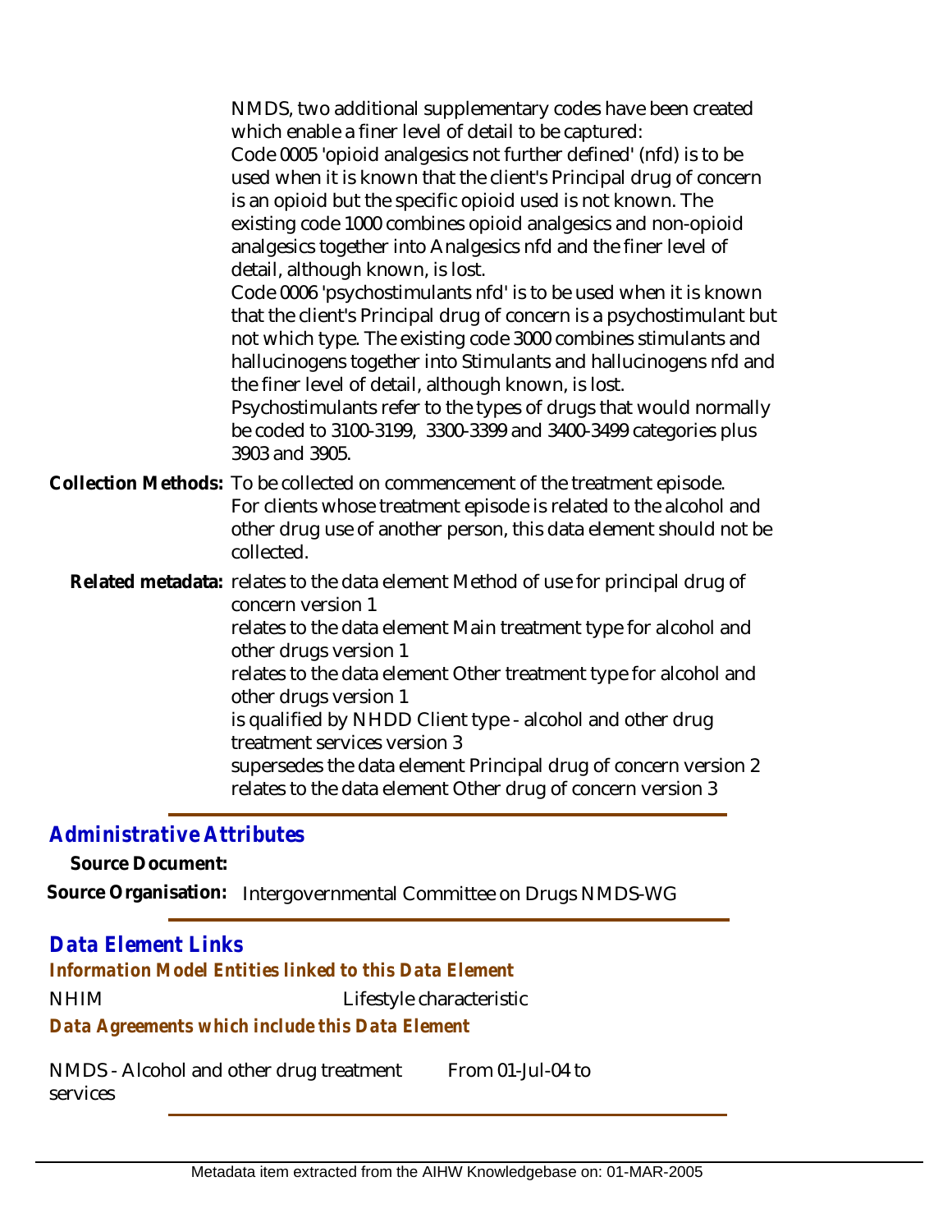NMDS, two additional supplementary codes have been created which enable a finer level of detail to be captured:
Code 0005 'opioid analgesics not further defined' (nfd) is to be used when it is known that the client's Principal drug of concern is an opioid but the specific opioid used is not known. The existing code 1000 combines opioid analgesics and non-opioid analgesics together into Analgesics nfd and the finer level of detail, although known, is lost.
Code 0006 'psychostimulants nfd' is to be used when it is known that the client's Principal drug of concern is a psychostimulant but not which type. The existing code 3000 combines stimulants and hallucinogens together into Stimulants and hallucinogens nfd and the finer level of detail, although known, is lost.
Psychostimulants refer to the types of drugs that would normally be coded to 3100-3199, 3300-3399 and 3400-3499 categories plus 3903 and 3905.

**Collection Methods:** To be collected on commencement of the treatment episode. For clients whose treatment episode is related to the alcohol and other drug use of another person, this data element should not be collected.

**Related metadata:** relates to the data element Method of use for principal drug of concern version 1
relates to the data element Main treatment type for alcohol and other drugs version 1
relates to the data element Other treatment type for alcohol and other drugs version 1
is qualified by NHDD Client type - alcohol and other drug treatment services version 3
supersedes the data element Principal drug of concern version 2
relates to the data element Other drug of concern version 3

## Administrative Attributes

**Source Document:**

**Source Organisation:** Intergovernmental Committee on Drugs NMDS-WG

## Data Element Links

### Information Model Entities linked to this Data Element

NHIM Lifestyle characteristic

### Data Agreements which include this Data Element

NMDS - Alcohol and other drug treatment services From 01-Jul-04 to

Metadata item extracted from the AIHW Knowledgebase on: 01-MAR-2005